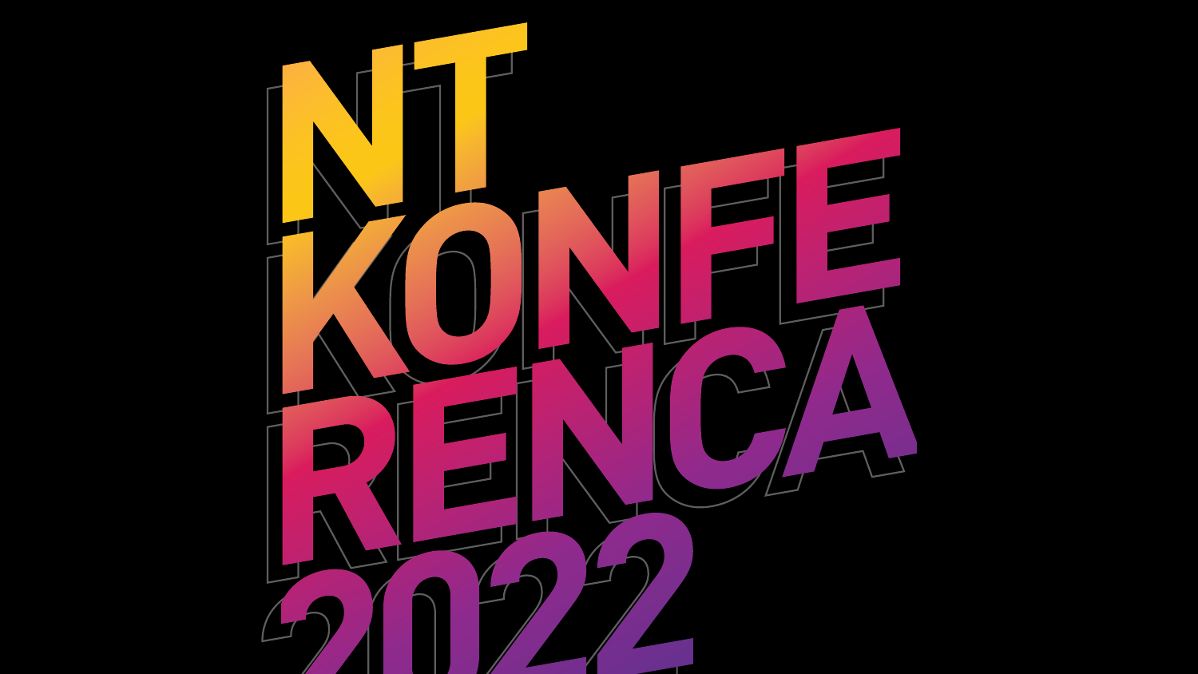# NT KONFERENCA 2022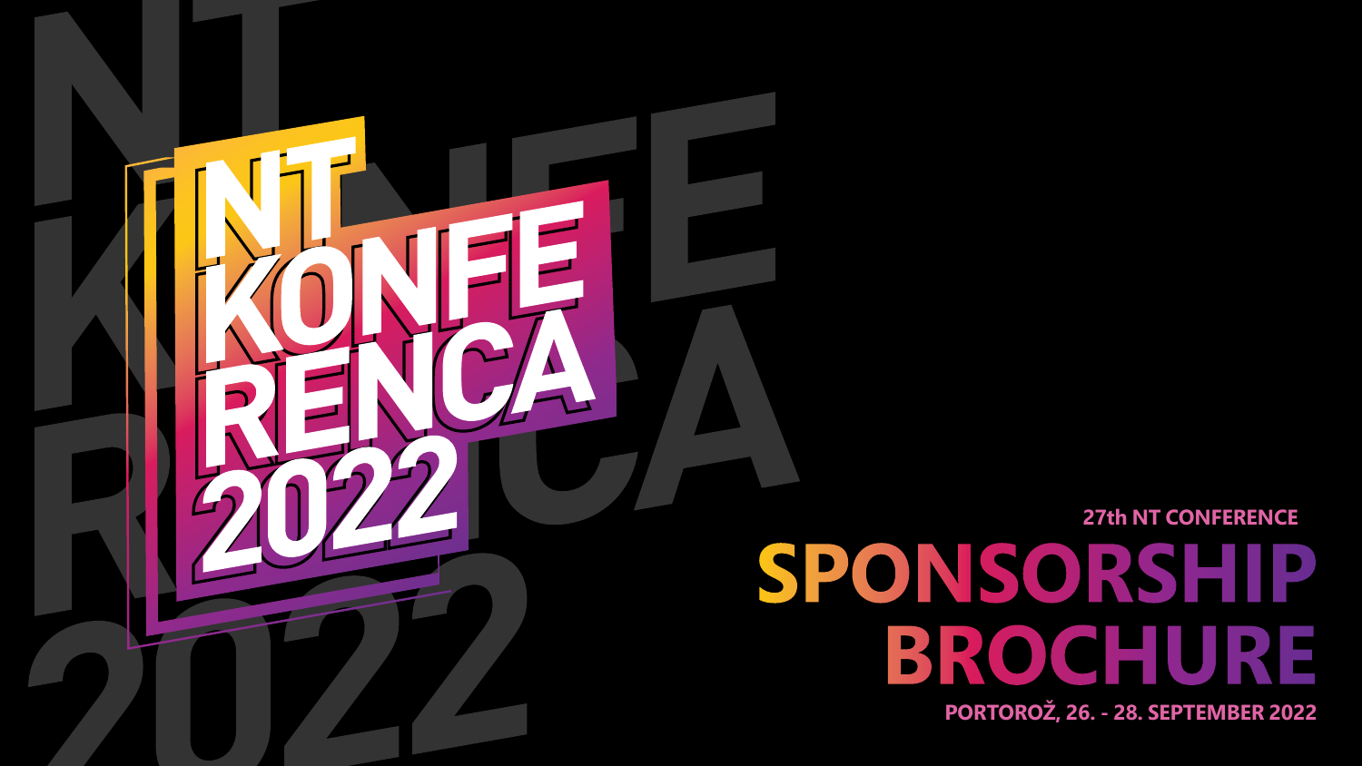# NT KONFERENCA 2022

27th NT CONFERENCE

# SPONSORSHIP BROCHURE

PORTOROŽ, 26. - 28. SEPTEMBER 2022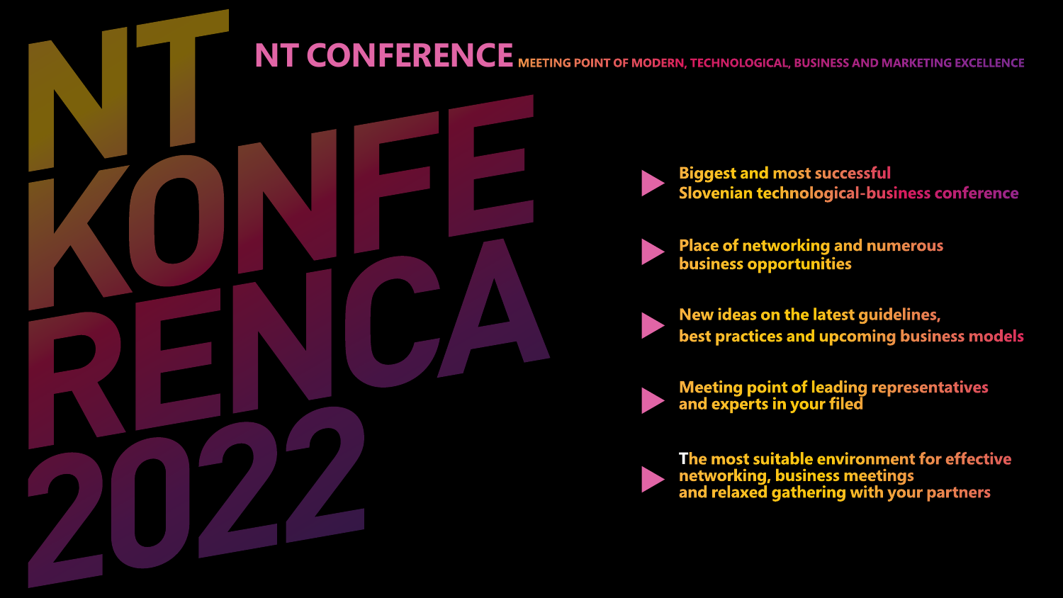# NT KONFERENCA 2022

## NT CONFERENCE

MEETING POINT OF MODERN, TECHNOLOGICAL, BUSINESS AND MARKETING EXCELLENCE

- Biggest and most successful Slovenian technological-business conference
- Place of networking and numerous business opportunities
- New ideas on the latest guidelines, best practices and upcoming business models
- Meeting point of leading representatives and experts in your filed
- The most suitable environment for effective networking, business meetings and relaxed gathering with your partners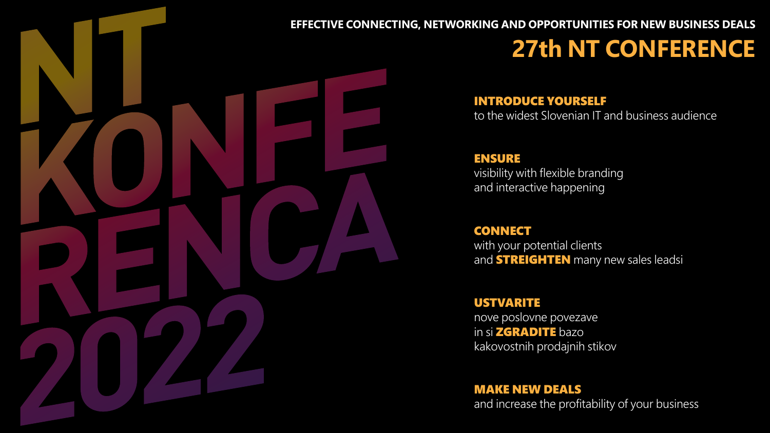# NT KONFERENCA 2022

**EFFECTIVE CONNECTING, NETWORKING AND OPPORTUNITIES FOR NEW BUSINESS DEALS**

## 27th NT CONFERENCE

**INTRODUCE YOURSELF**
to the widest Slovenian IT and business audience

**ENSURE**
visibility with flexible branding
and interactive happening

**CONNECT**
with your potential clients
and **STREIGHTEN** many new sales leadsi

**USTVARITE**
nove poslovne povezave
in si **ZGRADITE** bazo
kakovostnih prodajnih stikov

**MAKE NEW DEALS**
and increase the profitability of your business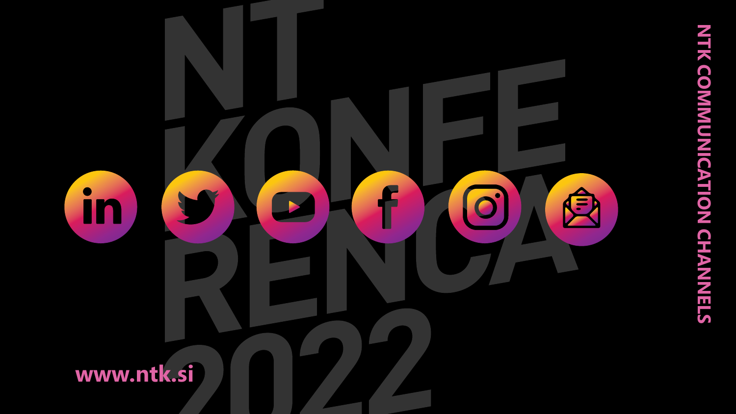# NTK COMMUNICATION CHANNELS

NT KONFERENCA 2022

www.ntk.si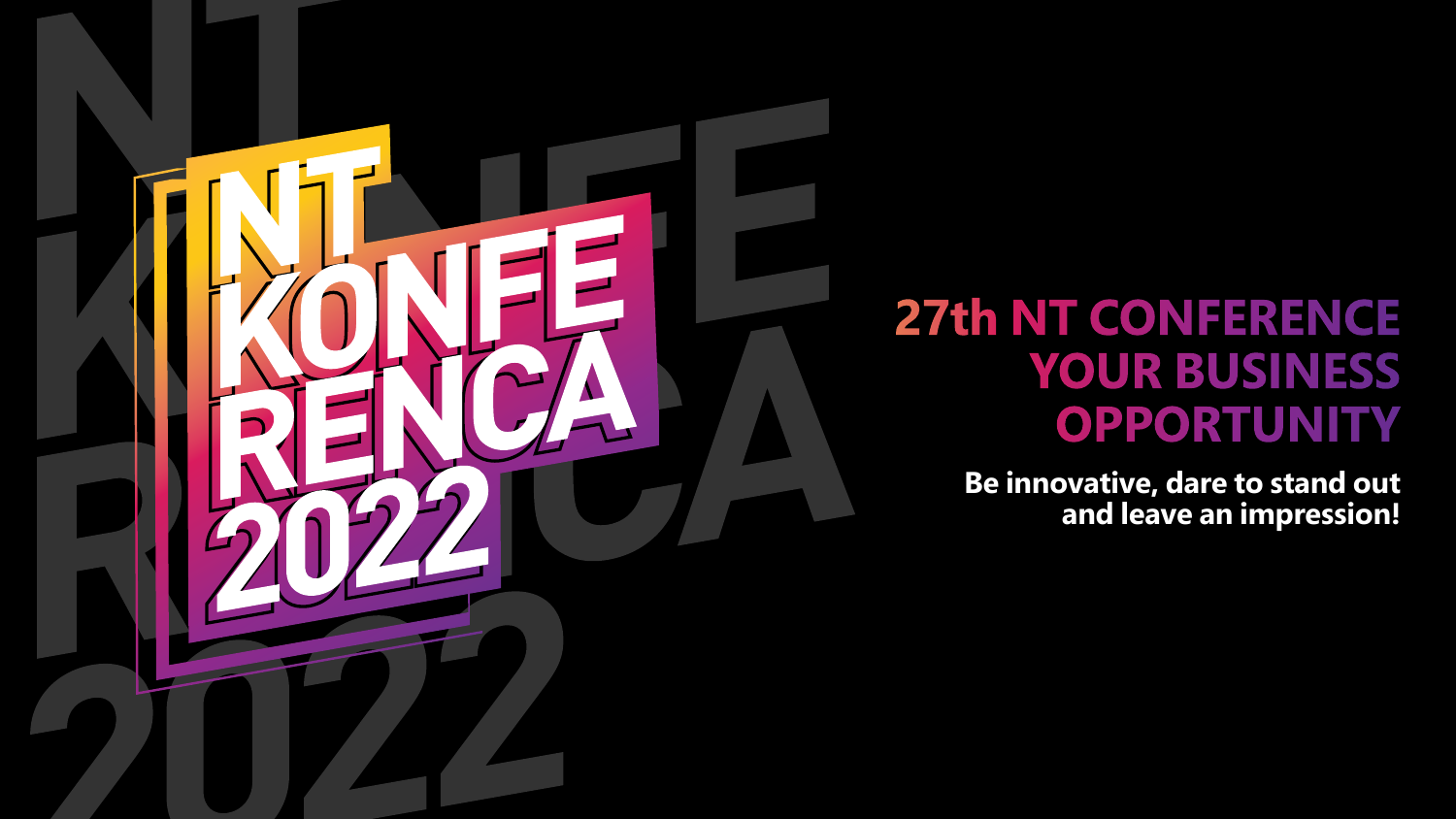# NT KONFERENCA 2022

## 27th NT CONFERENCE YOUR BUSINESS OPPORTUNITY

**Be innovative, dare to stand out and leave an impression!**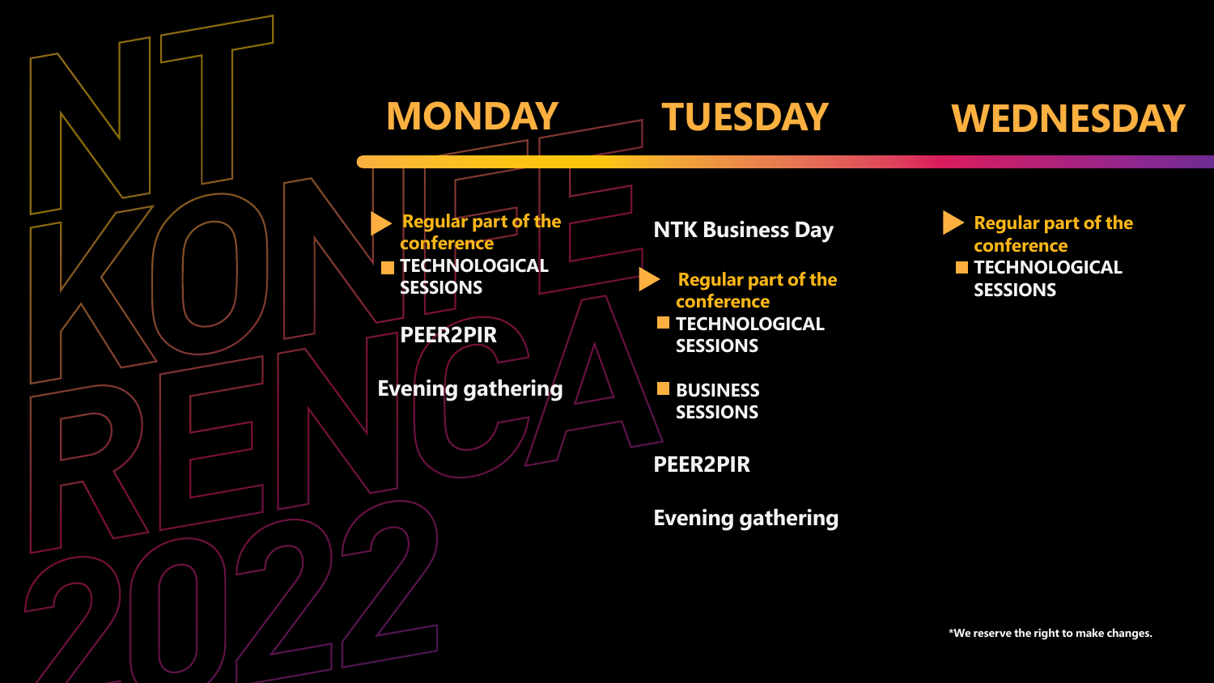## MONDAY

- **Regular part of the conference**
  - TECHNOLOGICAL SESSIONS

**PEER2PIR**

**Evening gathering**

## TUESDAY

**NTK Business Day**

- **Regular part of the conference**
  - TECHNOLOGICAL SESSIONS
  - BUSINESS SESSIONS

**PEER2PIR**

**Evening gathering**

## WEDNESDAY

- **Regular part of the conference**
  - TECHNOLOGICAL SESSIONS

*We reserve the right to make changes.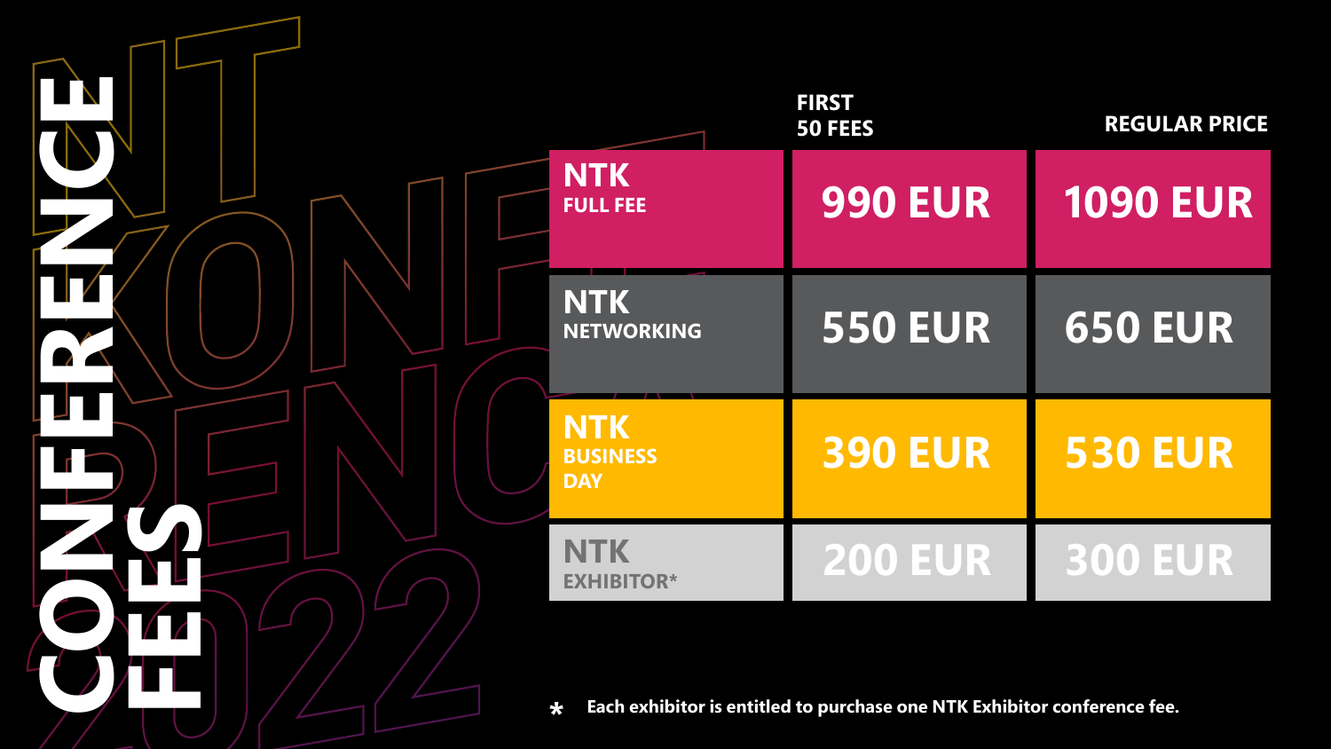# CONFERENCE FEES

| | FIRST 50 FEES | REGULAR PRICE |
|---|---|---|
| NTK FULL FEE | 990 EUR | 1090 EUR |
| NTK NETWORKING | 550 EUR | 650 EUR |
| NTK BUSINESS DAY | 390 EUR | 530 EUR |
| NTK EXHIBITOR* | 200 EUR | 300 EUR |

* Each exhibitor is entitled to purchase one NTK Exhibitor conference fee.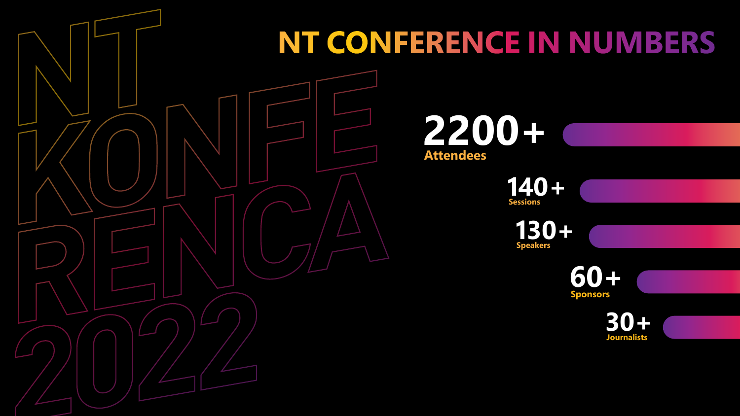NT
KONFE
RENCA
2022

# NT CONFERENCE IN NUMBERS

**2200+**
Attendees

**140+**
Sessions

**130+**
Speakers

**60+**
Sponsors

**30+**
Journalists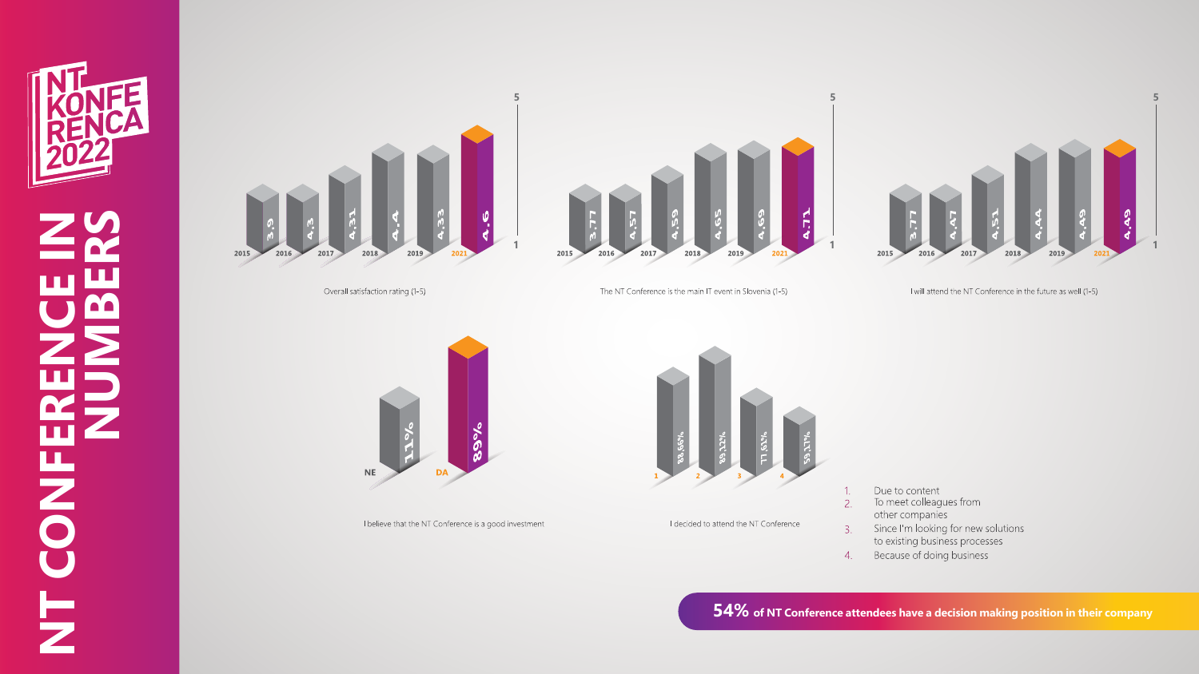# NT CONFERENCE IN NUMBERS

NT KONFERENCA 2022

| Year | Overall satisfaction rating (1-5) | The NT Conference is the main IT event in Slovenia (1-5) | I will attend the NT Conference in the future as well (1-5) |
| --- | --- | --- | --- |
| 2015 | 3.9 | 3.77 | 3.77 |
| 2016 | 4.3 | 4.57 | 4.47 |
| 2017 | 4.31 | 4.59 | 4.51 |
| 2018 | 4.4 | 4.65 | 4.44 |
| 2019 | 4.33 | 4.69 | 4.49 |
| 2021 | 4.6 | 4.71 | 4.49 |

I believe that the NT Conference is a good investment

| NE | DA |
| --- | --- |
| 11% | 89% |

I decided to attend the NT Conference

| 1 | 2 | 3 | 4 |
| --- | --- | --- | --- |
| 83,66% | 89,12% | 71,61% | 59,17% |

1. Due to content
2. To meet colleagues from other companies
3. Since I'm looking for new solutions to existing business processes
4. Because of doing business

**54%** **of NT Conference attendees have a decision making position in their company**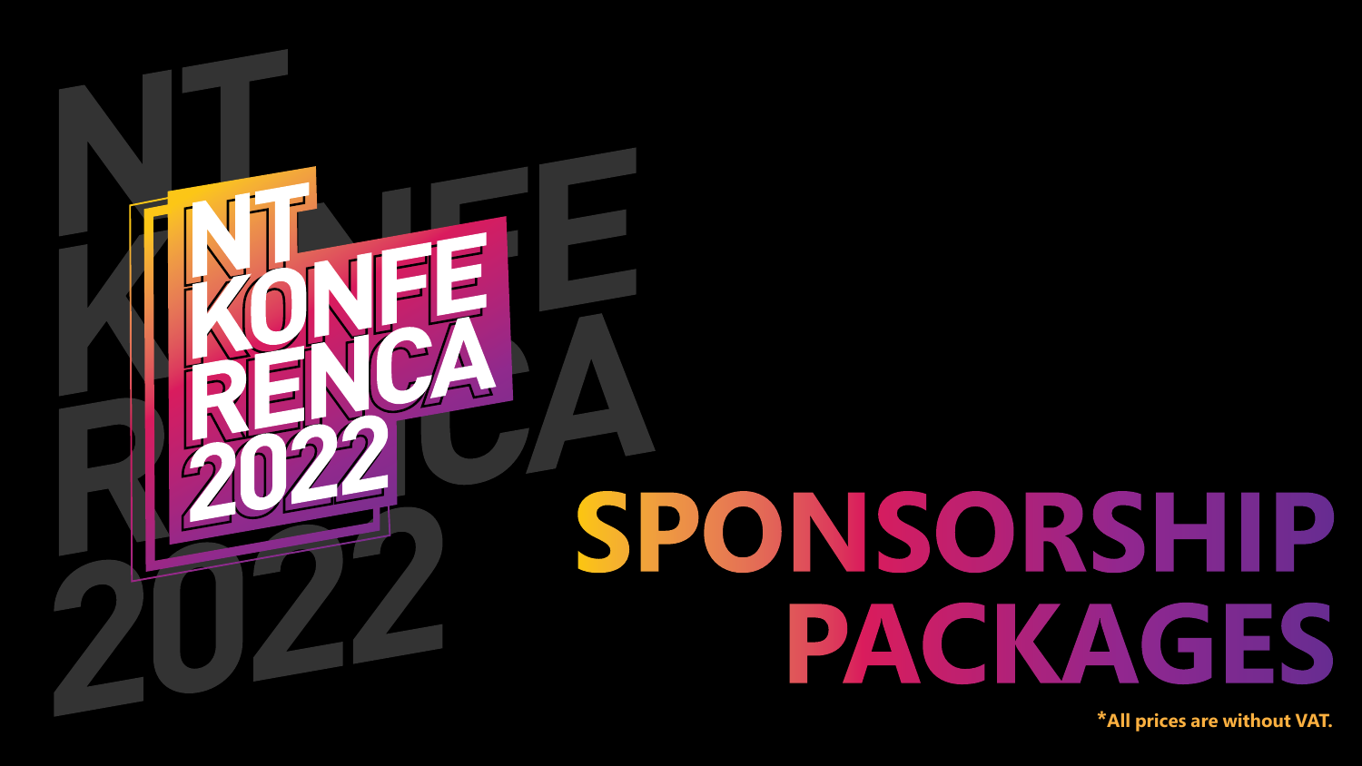# NT KONFERENCA 2022

# SPONSORSHIP PACKAGES

***All prices are without VAT.**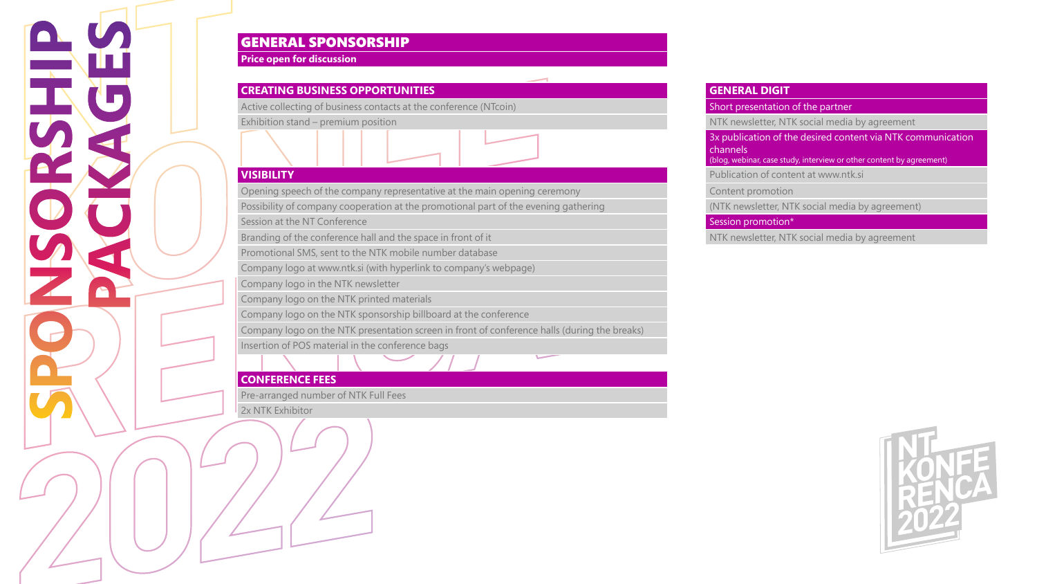# SPONSORSHIP PACKAGES

## GENERAL SPONSORSHIP

**Price open for discussion**

### CREATING BUSINESS OPPORTUNITIES

- Active collecting of business contacts at the conference (NTcoin)
- Exhibition stand – premium position

### VISIBILITY

- Opening speech of the company representative at the main opening ceremony
- Possibility of company cooperation at the promotional part of the evening gathering
- Session at the NT Conference
- Branding of the conference hall and the space in front of it
- Promotional SMS, sent to the NTK mobile number database
- Company logo at www.ntk.si (with hyperlink to company's webpage)
- Company logo in the NTK newsletter
- Company logo on the NTK printed materials
- Company logo on the NTK sponsorship billboard at the conference
- Company logo on the NTK presentation screen in front of conference halls (during the breaks)
- Insertion of POS material in the conference bags

### CONFERENCE FEES

- Pre-arranged number of NTK Full Fees
- 2x NTK Exhibitor

### GENERAL DIGIT

**Short presentation of the partner**

- NTK newsletter, NTK social media by agreement

**3x publication of the desired content via NTK communication channels**
(blog, webinar, case study, interview or other content by agreement)

- Publication of content at www.ntk.si
- Content promotion
- (NTK newsletter, NTK social media by agreement)

**Session promotion***

- NTK newsletter, NTK social media by agreement

NT KONFERENCA 2022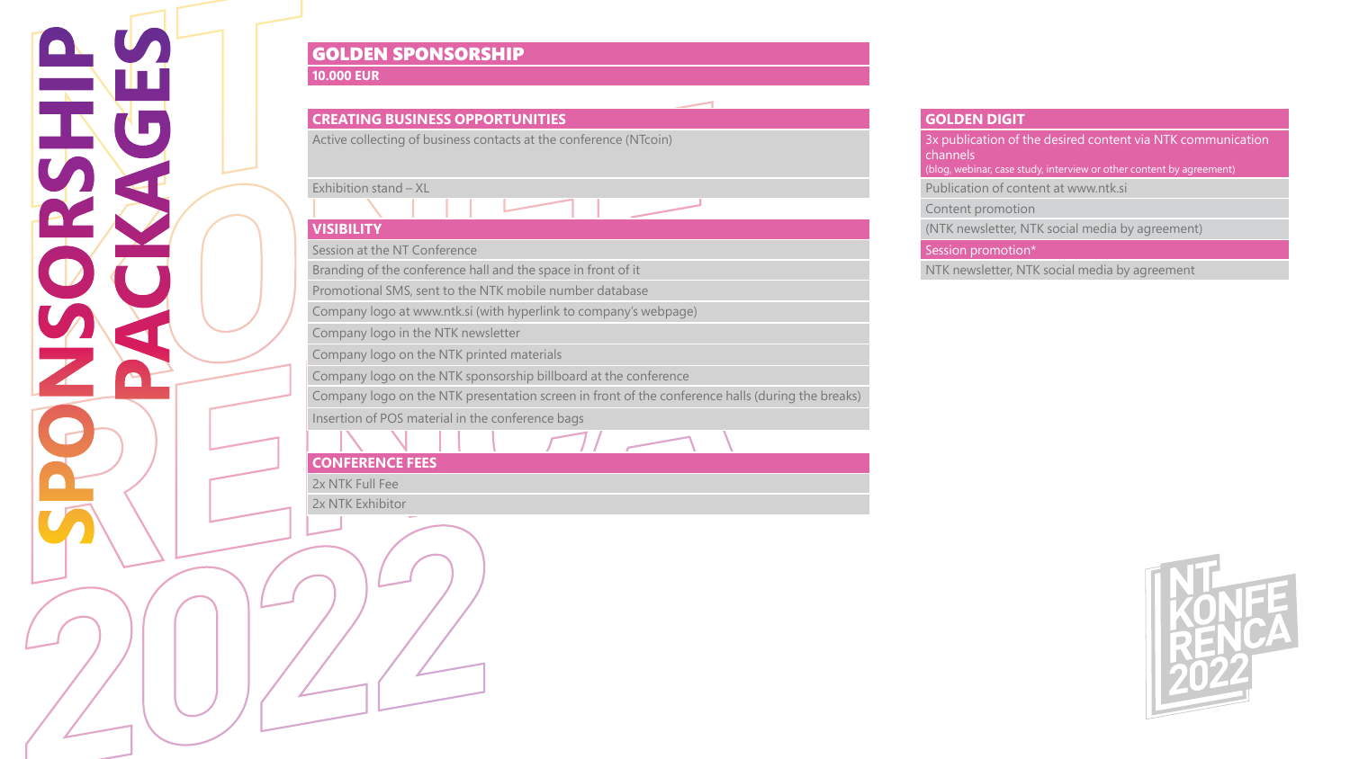# SPONSORSHIP PACKAGES

## GOLDEN SPONSORSHIP

**10.000 EUR**

### CREATING BUSINESS OPPORTUNITIES

- Active collecting of business contacts at the conference (NTcoin)
- Exhibition stand – XL

### VISIBILITY

- Session at the NT Conference
- Branding of the conference hall and the space in front of it
- Promotional SMS, sent to the NTK mobile number database
- Company logo at www.ntk.si (with hyperlink to company's webpage)
- Company logo in the NTK newsletter
- Company logo on the NTK printed materials
- Company logo on the NTK sponsorship billboard at the conference
- Company logo on the NTK presentation screen in front of the conference halls (during the breaks)
- Insertion of POS material in the conference bags

### CONFERENCE FEES

- 2x NTK Full Fee
- 2x NTK Exhibitor

### GOLDEN DIGIT

3x publication of the desired content via NTK communication channels
(blog, webinar, case study, interview or other content by agreement)

- Publication of content at www.ntk.si
- Content promotion
- (NTK newsletter, NTK social media by agreement)

Session promotion*

- NTK newsletter, NTK social media by agreement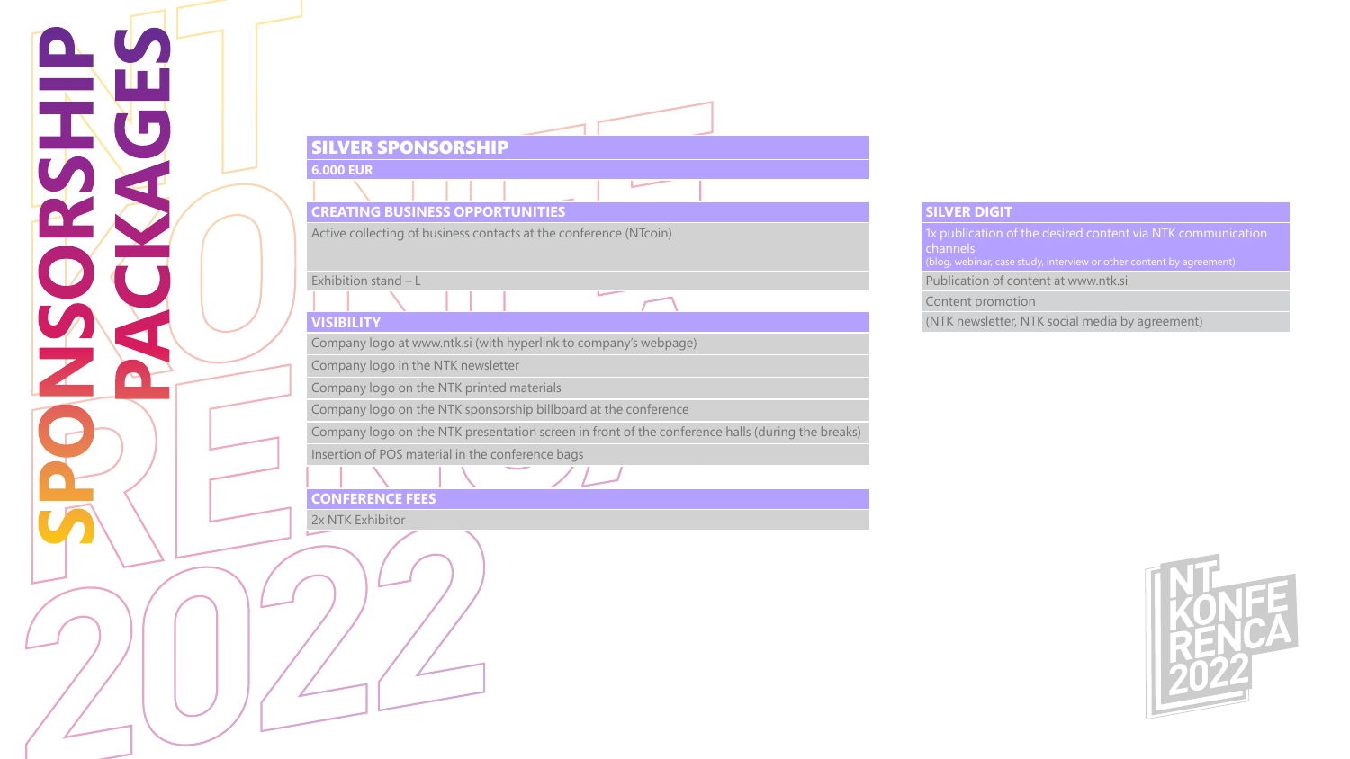# SPONSORSHIP PACKAGES

## SILVER SPONSORSHIP

**6.000 EUR**

### CREATING BUSINESS OPPORTUNITIES

- Active collecting of business contacts at the conference (NTcoin)
- Exhibition stand – L

### VISIBILITY

- Company logo at www.ntk.si (with hyperlink to company's webpage)
- Company logo in the NTK newsletter
- Company logo on the NTK printed materials
- Company logo on the NTK sponsorship billboard at the conference
- Company logo on the NTK presentation screen in front of the conference halls (during the breaks)
- Insertion of POS material in the conference bags

### CONFERENCE FEES

- 2x NTK Exhibitor

### SILVER DIGIT

- 1x publication of the desired content via NTK communication channels (blog, webinar, case study, interview or other content by agreement)
- Publication of content at www.ntk.si
- Content promotion (NTK newsletter, NTK social media by agreement)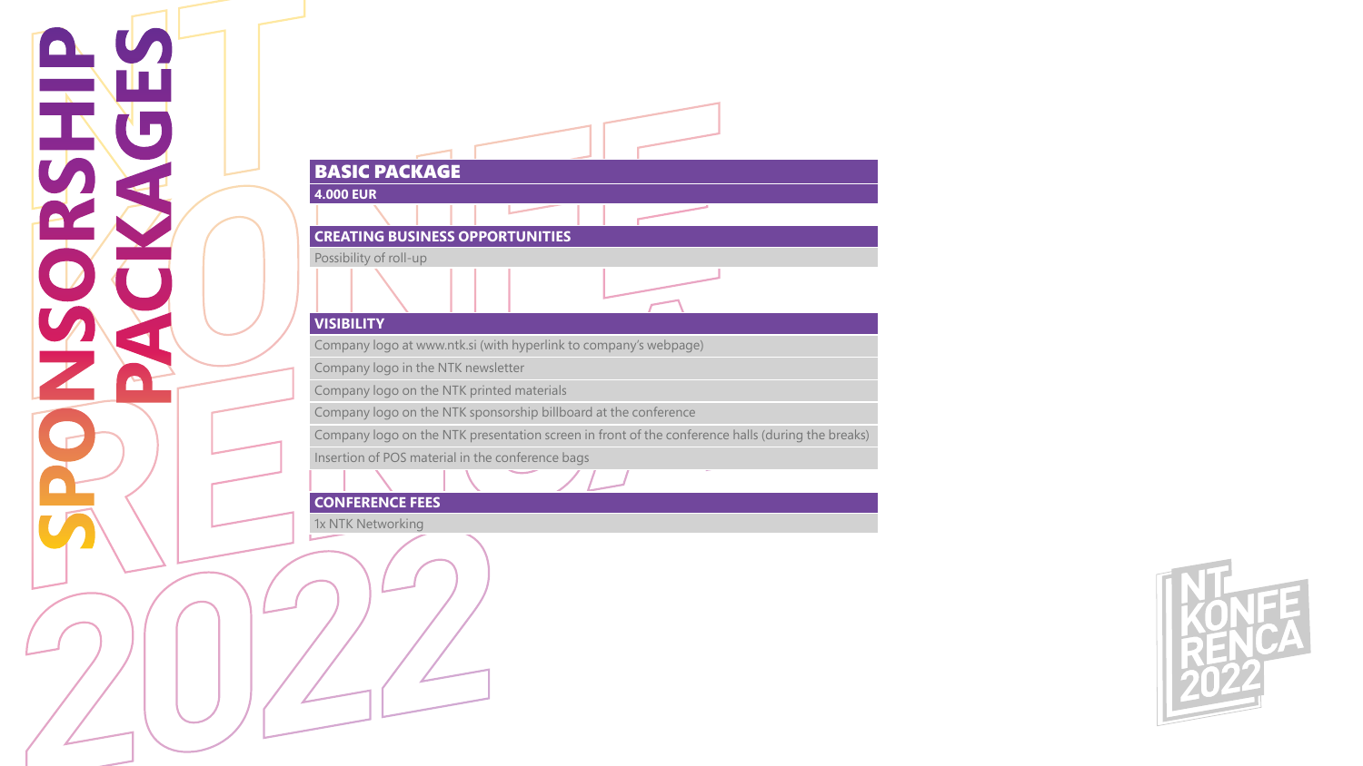# SPONSORSHIP PACKAGES

## BASIC PACKAGE

**4.000 EUR**

### CREATING BUSINESS OPPORTUNITIES

Possibility of roll-up

### VISIBILITY

Company logo at www.ntk.si (with hyperlink to company's webpage)

Company logo in the NTK newsletter

Company logo on the NTK printed materials

Company logo on the NTK sponsorship billboard at the conference

Company logo on the NTK presentation screen in front of the conference halls (during the breaks)

Insertion of POS material in the conference bags

### CONFERENCE FEES

1x NTK Networking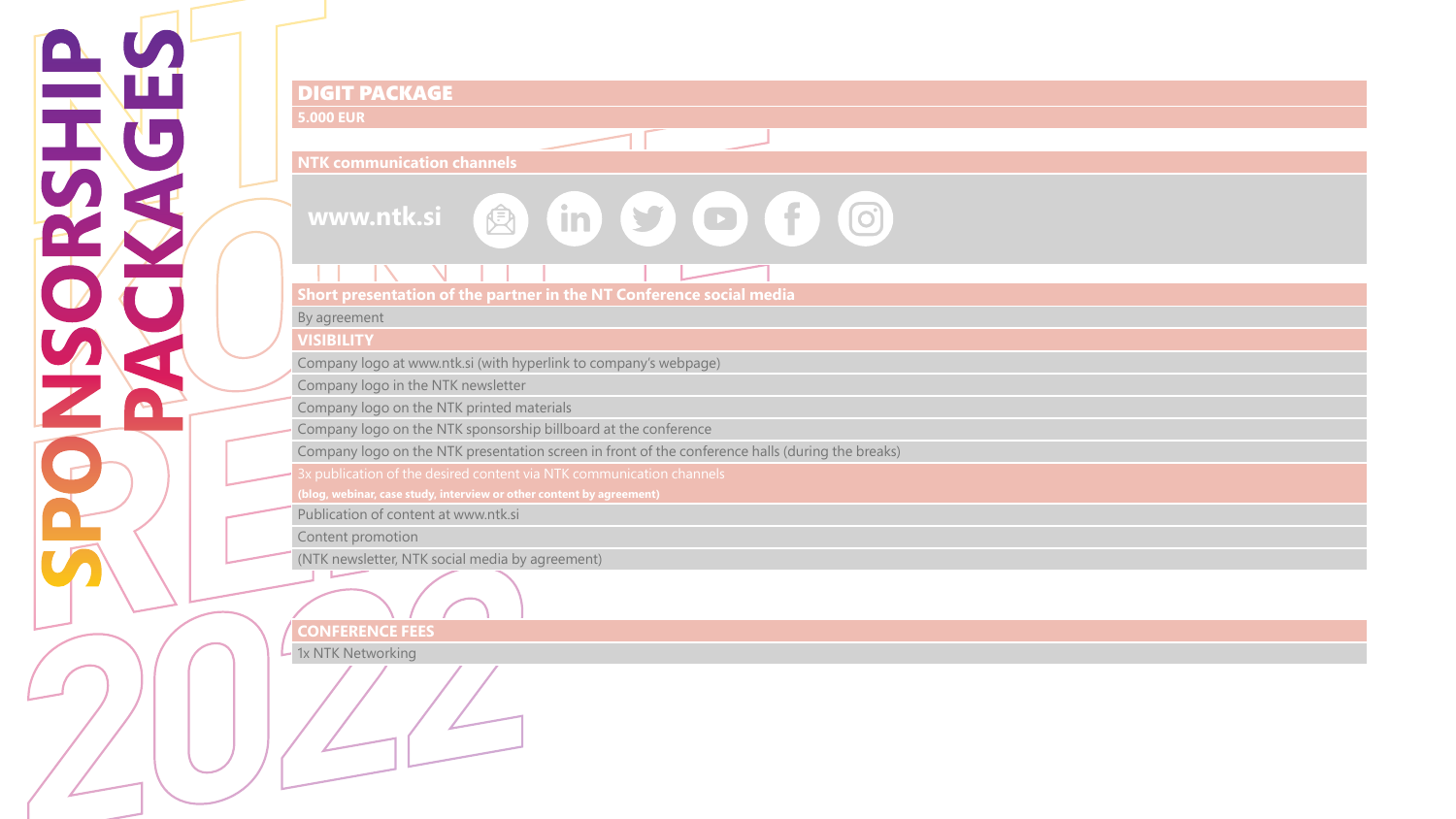# SPONSORSHIP PACKAGES

## DIGIT PACKAGE

**5.000 EUR**

### NTK communication channels

www.ntk.si

### Short presentation of the partner in the NT Conference social media

By agreement

### VISIBILITY

- Company logo at www.ntk.si (with hyperlink to company's webpage)
- Company logo in the NTK newsletter
- Company logo on the NTK printed materials
- Company logo on the NTK sponsorship billboard at the conference
- Company logo on the NTK presentation screen in front of the conference halls (during the breaks)

### 3x publication of the desired content via NTK communication channels

**(blog, webinar, case study, interview or other content by agreement)**

- Publication of content at www.ntk.si
- Content promotion
- (NTK newsletter, NTK social media by agreement)

### CONFERENCE FEES

- 1x NTK Networking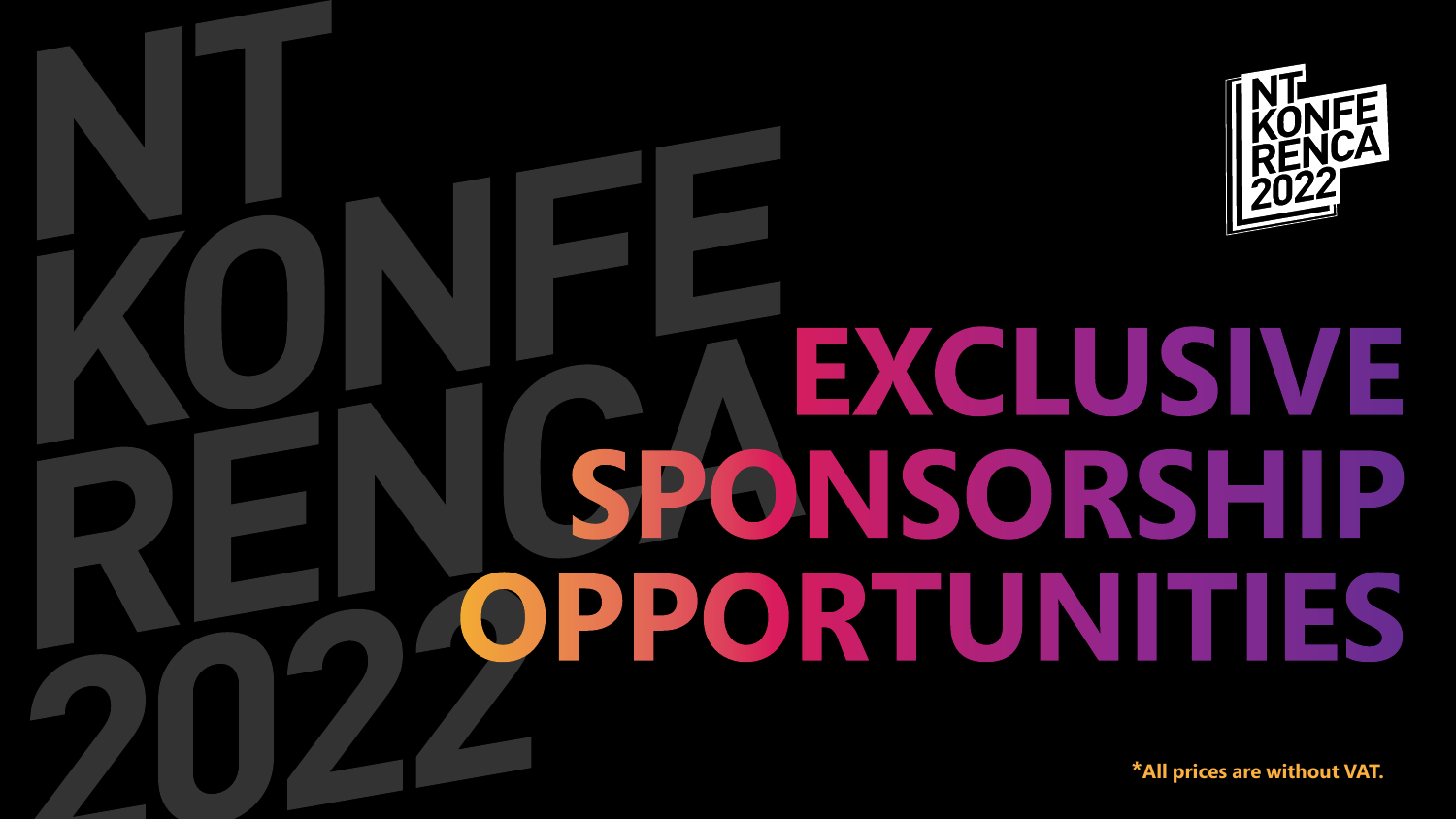# EXCLUSIVE SPONSORSHIP OPPORTUNITIES

**\*All prices are without VAT.**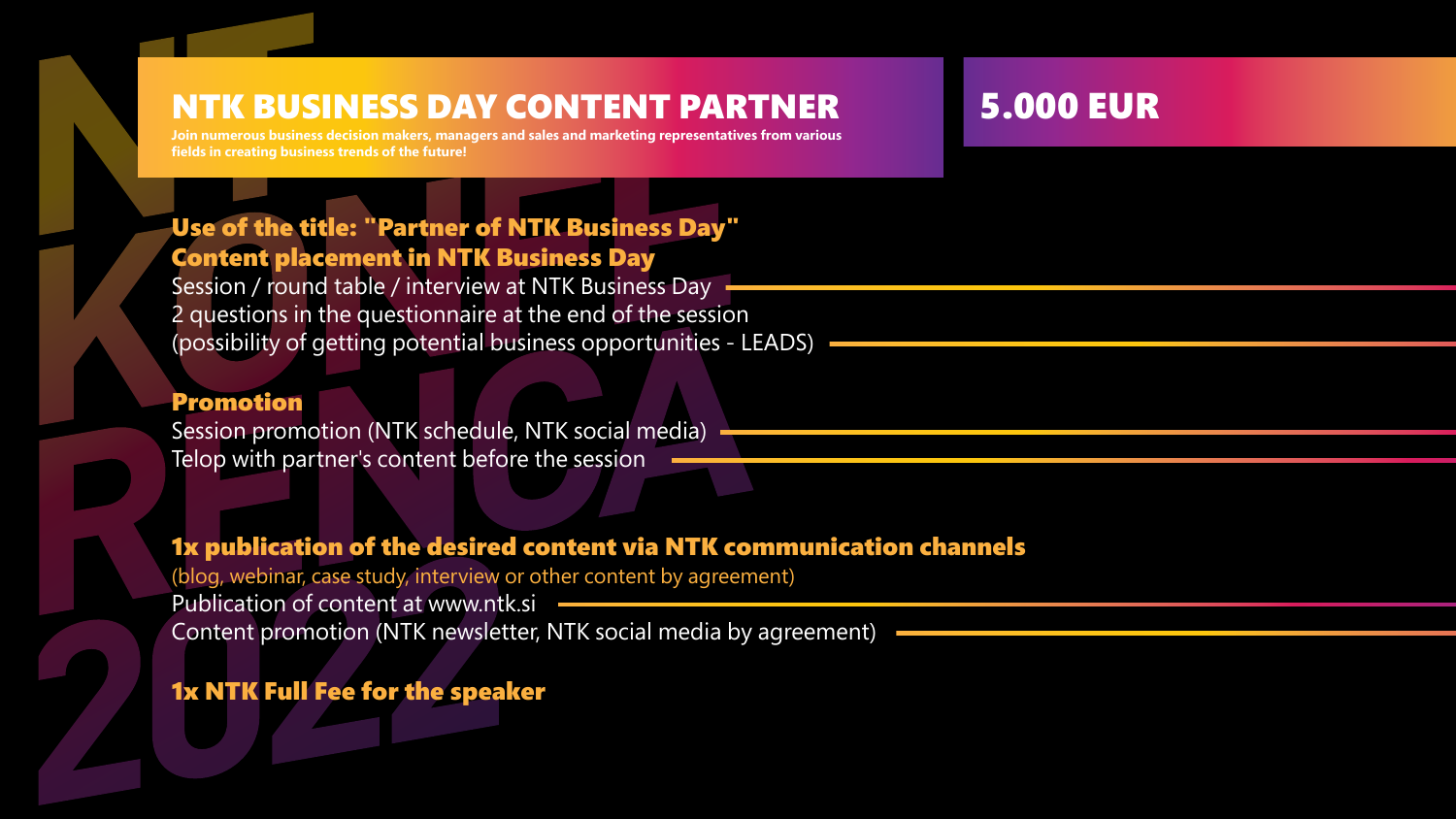# NTK BUSINESS DAY CONTENT PARTNER

**Join numerous business decision makers, managers and sales and marketing representatives from various fields in creating business trends of the future!**

## 5.000 EUR

**Use of the title: "Partner of NTK Business Day"**

**Content placement in NTK Business Day**

Session / round table / interview at NTK Business Day

2 questions in the questionnaire at the end of the session (possibility of getting potential business opportunities - LEADS)

**Promotion**

Session promotion (NTK schedule, NTK social media)

Telop with partner's content before the session

**1x publication of the desired content via NTK communication channels**

(blog, webinar, case study, interview or other content by agreement)

Publication of content at www.ntk.si

Content promotion (NTK newsletter, NTK social media by agreement)

**1x NTK Full Fee for the speaker**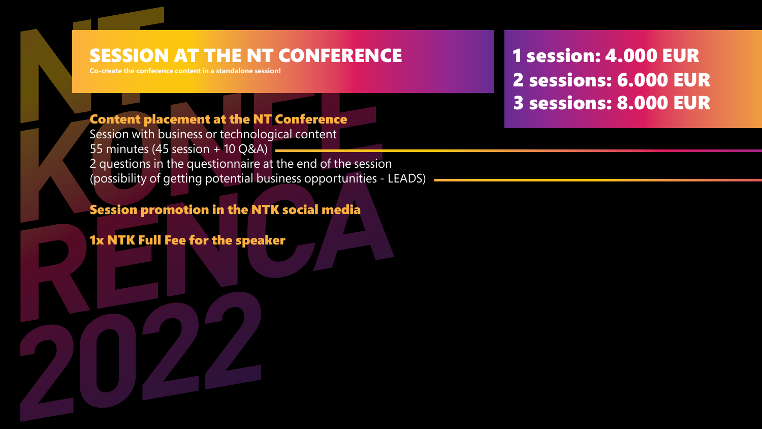# SESSION AT THE NT CONFERENCE

**Co-create the conference content in a standalone session!**

## 1 session: 4.000 EUR
## 2 sessions: 6.000 EUR
## 3 sessions: 8.000 EUR

### Content placement at the NT Conference

Session with business or technological content
55 minutes (45 session + 10 Q&A)
2 questions in the questionnaire at the end of the session
(possibility of getting potential business opportunities - LEADS)

### Session promotion in the NTK social media

### 1x NTK Full Fee for the speaker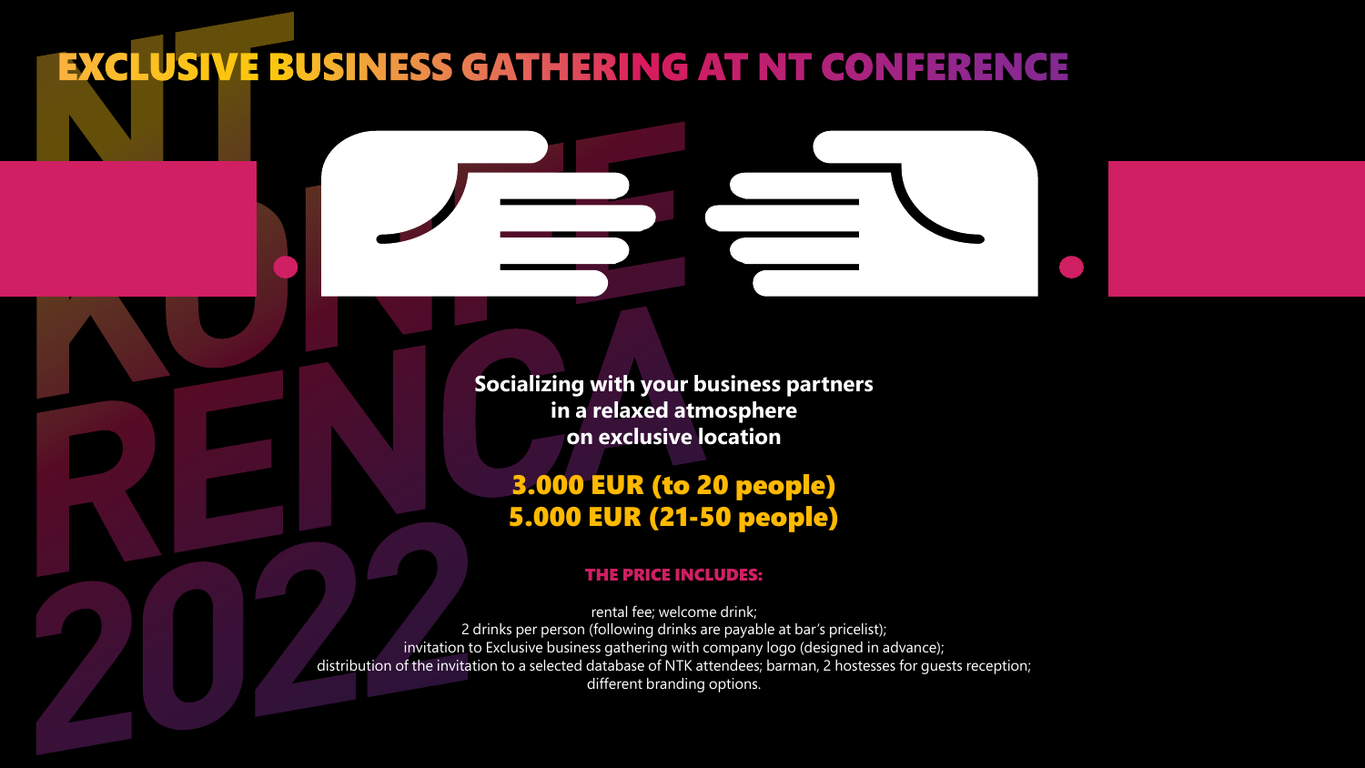# EXCLUSIVE BUSINESS GATHERING AT NT CONFERENCE

**Socializing with your business partners in a relaxed atmosphere on exclusive location**

**3.000 EUR (to 20 people)**
**5.000 EUR (21-50 people)**

**THE PRICE INCLUDES:**

rental fee; welcome drink;
2 drinks per person (following drinks are payable at bar's pricelist);
invitation to Exclusive business gathering with company logo (designed in advance);
distribution of the invitation to a selected database of NTK attendees; barman, 2 hostesses for guests reception;
different branding options.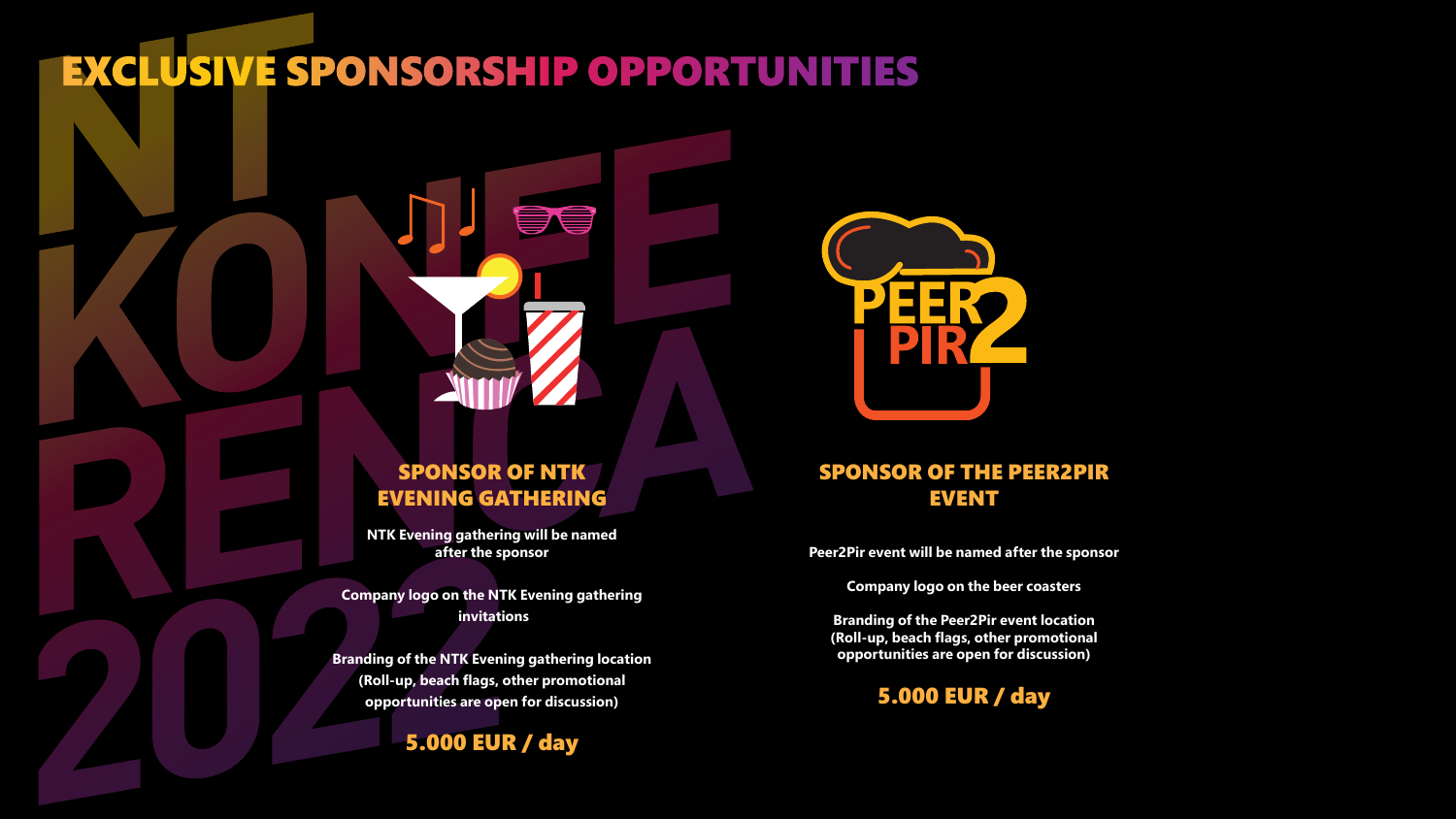# EXCLUSIVE SPONSORSHIP OPPORTUNITIES

## SPONSOR OF NTK EVENING GATHERING

**NTK Evening gathering will be named after the sponsor**

**Company logo on the NTK Evening gathering invitations**

**Branding of the NTK Evening gathering location (Roll-up, beach flags, other promotional opportunities are open for discussion)**

**5.000 EUR / day**

## SPONSOR OF THE PEER2PIR EVENT

**Peer2Pir event will be named after the sponsor**

**Company logo on the beer coasters**

**Branding of the Peer2Pir event location (Roll-up, beach flags, other promotional opportunities are open for discussion)**

**5.000 EUR / day**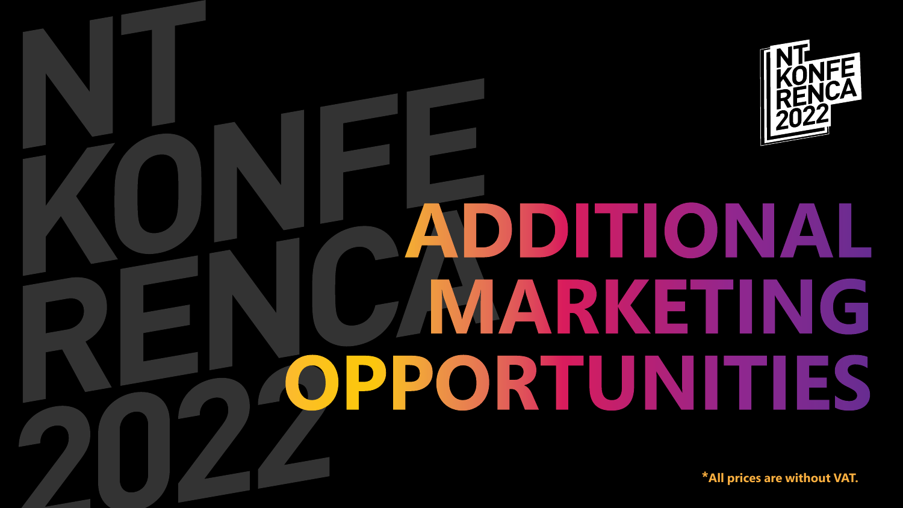# ADDITIONAL MARKETING OPPORTUNITIES

*All prices are without VAT.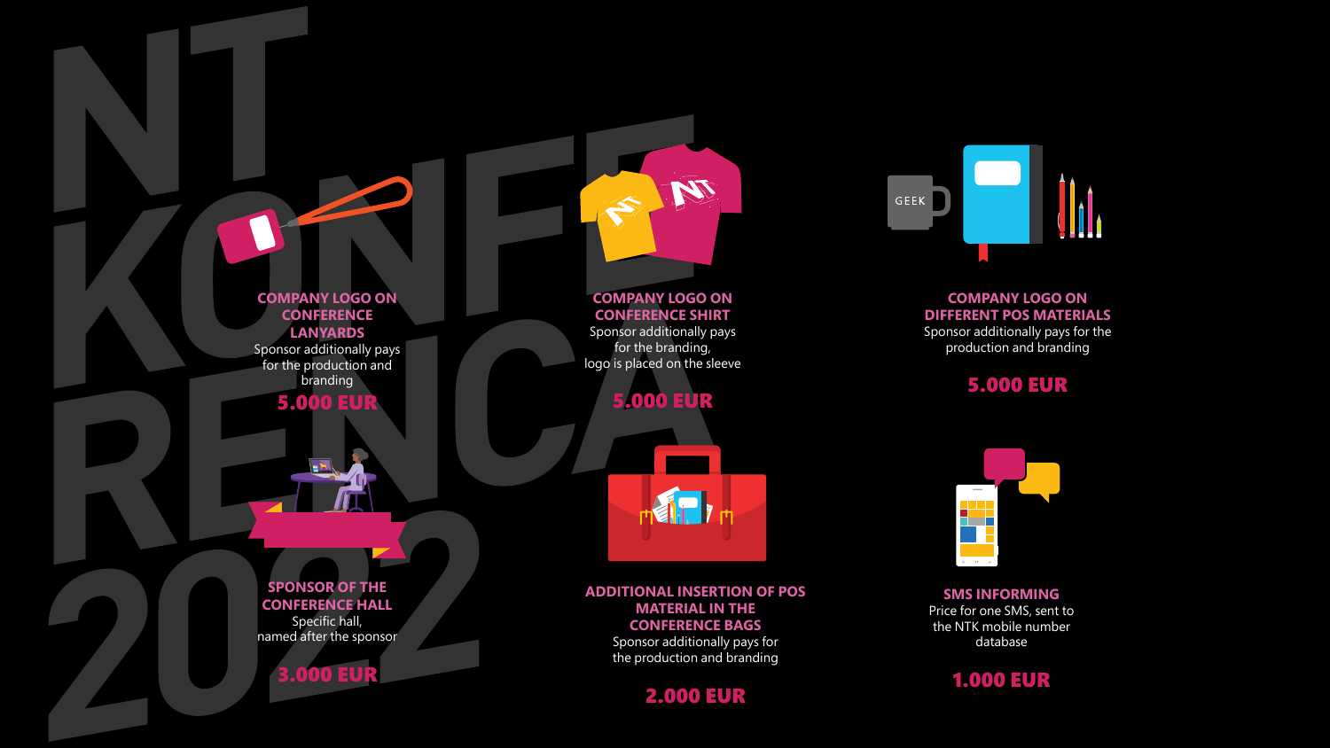## COMPANY LOGO ON CONFERENCE LANYARDS

Sponsor additionally pays for the production and branding

**5.000 EUR**

## COMPANY LOGO ON CONFERENCE SHIRT

Sponsor additionally pays for the branding, logo is placed on the sleeve

**5.000 EUR**

## COMPANY LOGO ON DIFFERENT POS MATERIALS

Sponsor additionally pays for the production and branding

**5.000 EUR**

## SPONSOR OF THE CONFERENCE HALL

Specific hall, named after the sponsor

**3.000 EUR**

## ADDITIONAL INSERTION OF POS MATERIAL IN THE CONFERENCE BAGS

Sponsor additionally pays for the production and branding

**2.000 EUR**

## SMS INFORMING

Price for one SMS, sent to the NTK mobile number database

**1.000 EUR**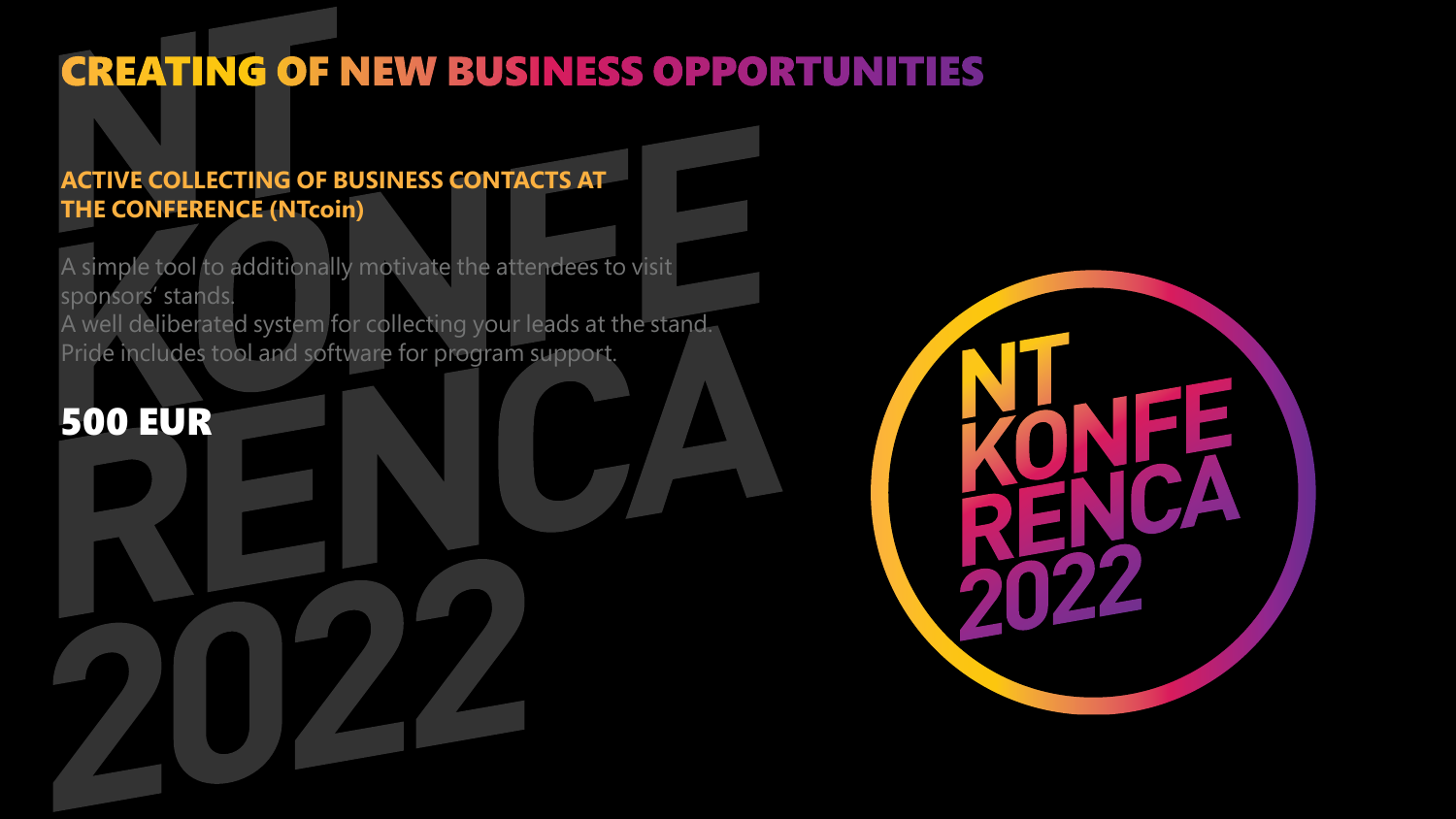# CREATING OF NEW BUSINESS OPPORTUNITIES

## ACTIVE COLLECTING OF BUSINESS CONTACTS AT THE CONFERENCE (NTcoin)

A simple tool to additionally motivate the attendees to visit sponsors' stands.
A well deliberated system for collecting your leads at the stand.
Pride includes tool and software for program support.

**500 EUR**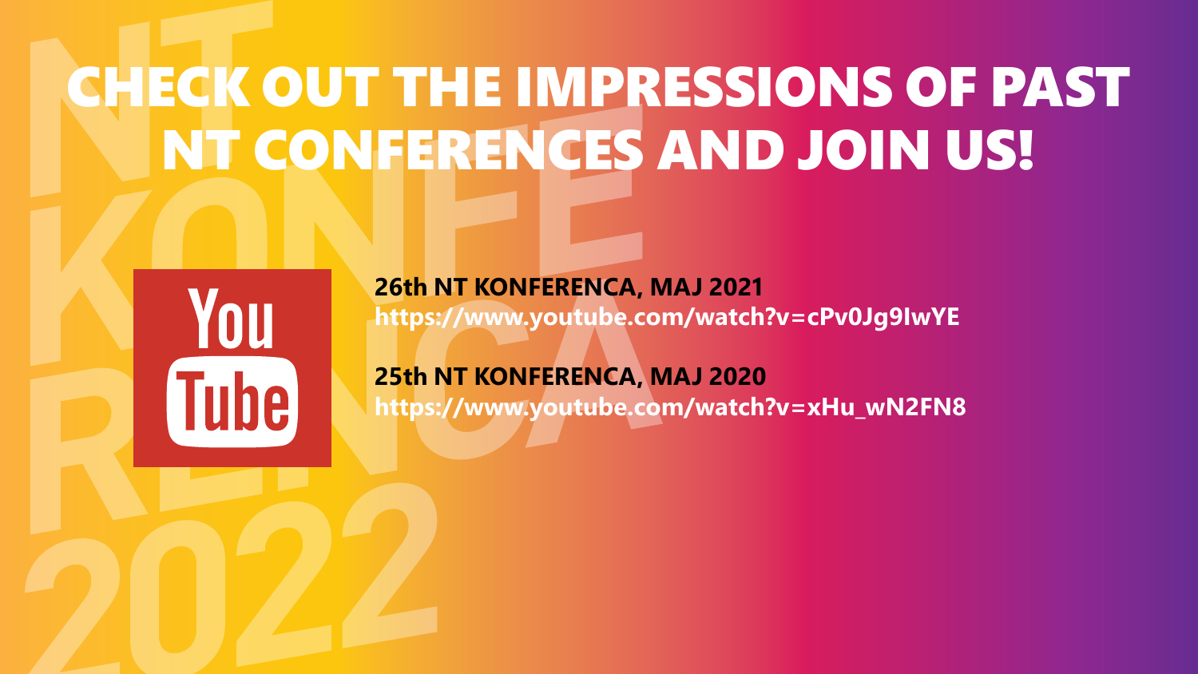# CHECK OUT THE IMPRESSIONS OF PAST NT CONFERENCES AND JOIN US!

**26th NT KONFERENCA, MAJ 2021**
**https://www.youtube.com/watch?v=cPv0Jg9IwYE**

**25th NT KONFERENCA, MAJ 2020**
**https://www.youtube.com/watch?v=xHu_wN2FN8**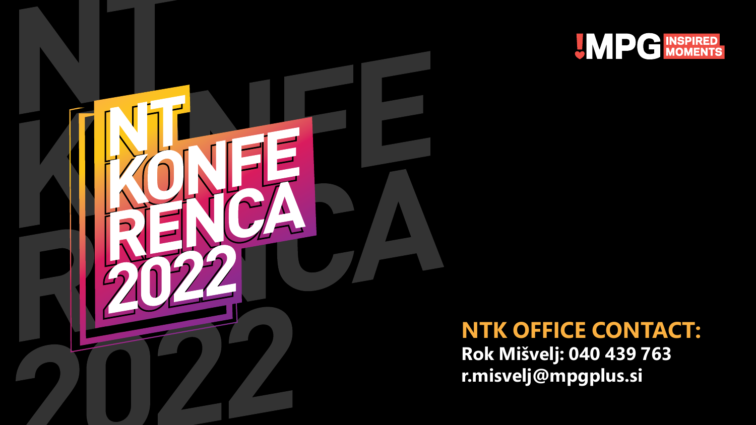# NT KONFERENCA 2022

!MPG INSPIRED MOMENTS

**NTK OFFICE CONTACT:**

**Rok Mišvelj: 040 439 763**

**r.misvelj@mpgplus.si**